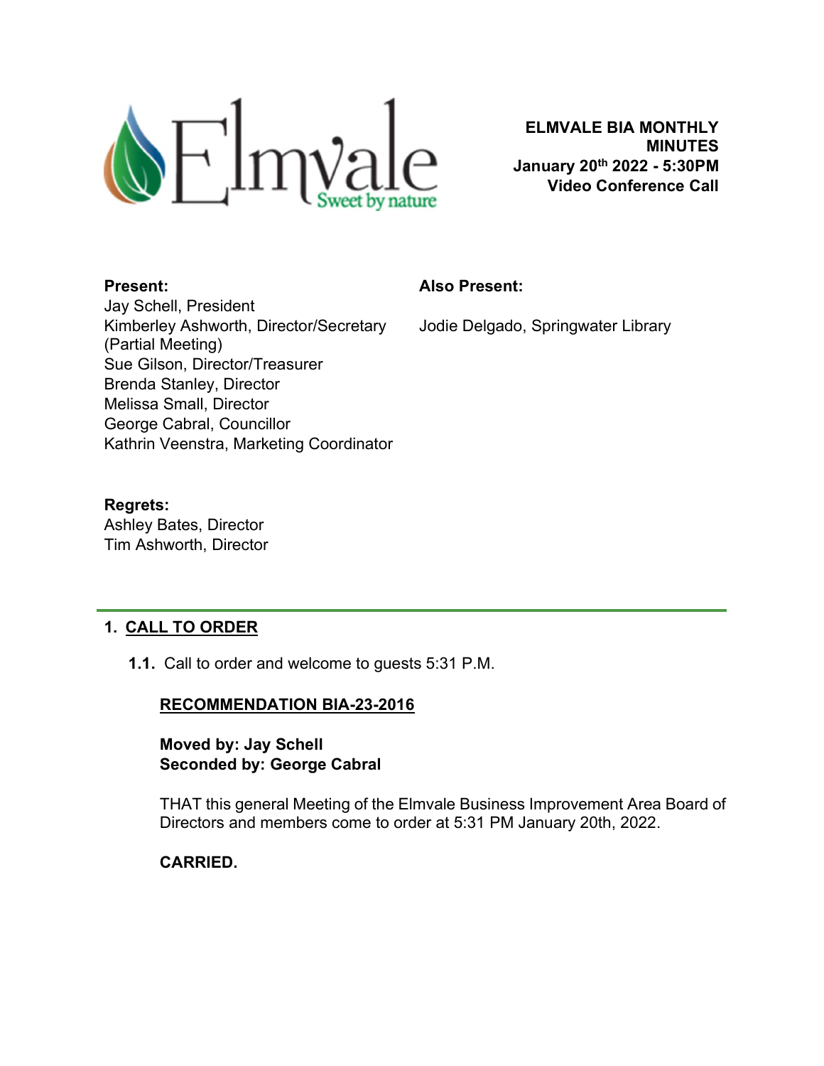**ELMVALE BIA MONTHLY MINUTES**
**January 20th 2022 - 5:30PM**
**Video Conference Call**

**Present:**
Jay Schell, President
Kimberley Ashworth, Director/Secretary (Partial Meeting)
Sue Gilson, Director/Treasurer
Brenda Stanley, Director
Melissa Small, Director
George Cabral, Councillor
Kathrin Veenstra, Marketing Coordinator

**Also Present:**

Jodie Delgado, Springwater Library

**Regrets:**
Ashley Bates, Director
Tim Ashworth, Director

## 1. CALL TO ORDER

**1.1.** Call to order and welcome to guests 5:31 P.M.

**RECOMMENDATION BIA-23-2016**

**Moved by: Jay Schell**
**Seconded by: George Cabral**

THAT this general Meeting of the Elmvale Business Improvement Area Board of Directors and members come to order at 5:31 PM January 20th, 2022.

**CARRIED.**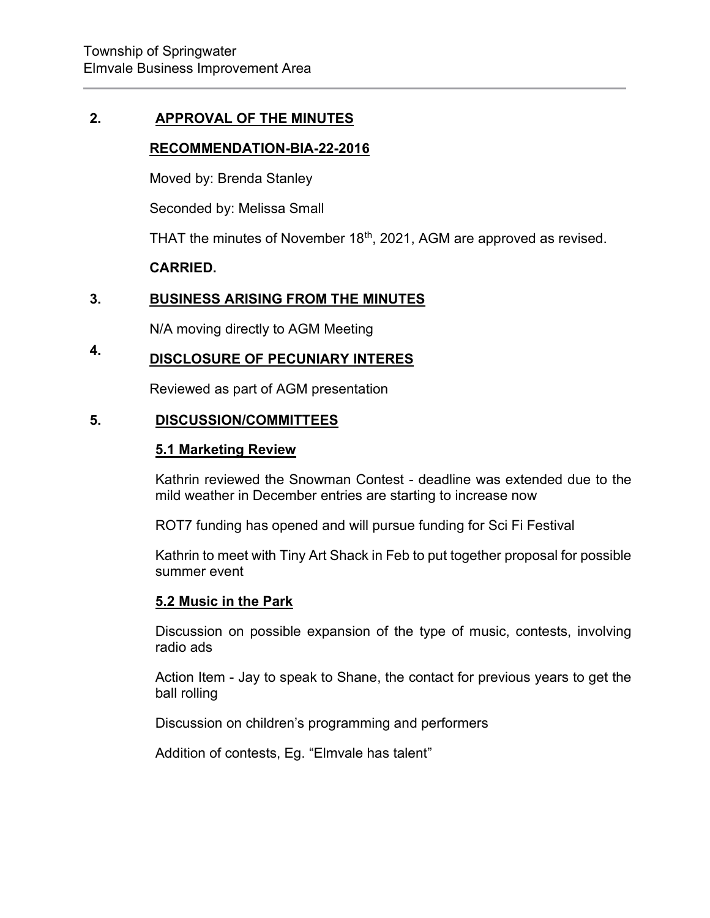## 2. APPROVAL OF THE MINUTES

### RECOMMENDATION-BIA-22-2016

Moved by: Brenda Stanley

Seconded by: Melissa Small

THAT the minutes of November 18th, 2021, AGM are approved as revised.

**CARRIED.**

## 3. BUSINESS ARISING FROM THE MINUTES

N/A moving directly to AGM Meeting

## 4. DISCLOSURE OF PECUNIARY INTERES

Reviewed as part of AGM presentation

## 5. DISCUSSION/COMMITTEES

### 5.1 Marketing Review

Kathrin reviewed the Snowman Contest - deadline was extended due to the mild weather in December entries are starting to increase now

ROT7 funding has opened and will pursue funding for Sci Fi Festival

Kathrin to meet with Tiny Art Shack in Feb to put together proposal for possible summer event

### 5.2 Music in the Park

Discussion on possible expansion of the type of music, contests, involving radio ads

Action Item - Jay to speak to Shane, the contact for previous years to get the ball rolling

Discussion on children's programming and performers

Addition of contests, Eg. "Elmvale has talent"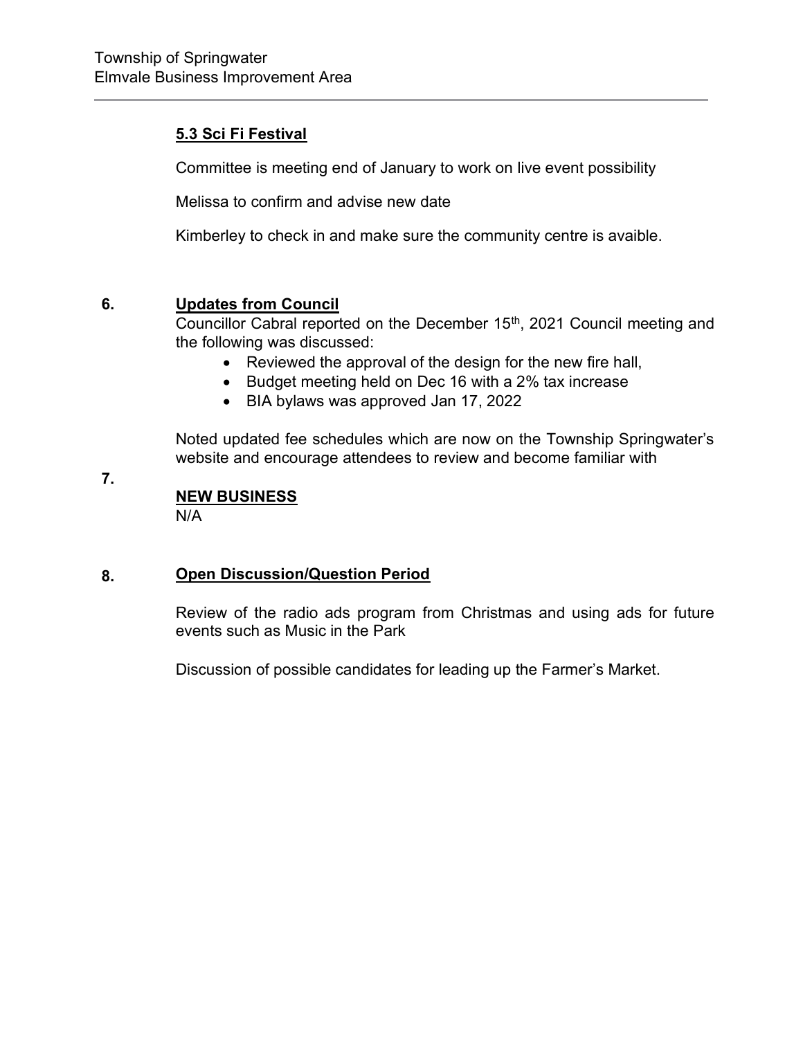### 5.3 Sci Fi Festival

Committee is meeting end of January to work on live event possibility

Melissa to confirm and advise new date

Kimberley to check in and make sure the community centre is avaible.

## 6. Updates from Council

Councillor Cabral reported on the December 15th, 2021 Council meeting and the following was discussed:

- Reviewed the approval of the design for the new fire hall,
- Budget meeting held on Dec 16 with a 2% tax increase
- BIA bylaws was approved Jan 17, 2022

Noted updated fee schedules which are now on the Township Springwater's website and encourage attendees to review and become familiar with

## 7. NEW BUSINESS

N/A

## 8. Open Discussion/Question Period

Review of the radio ads program from Christmas and using ads for future events such as Music in the Park

Discussion of possible candidates for leading up the Farmer's Market.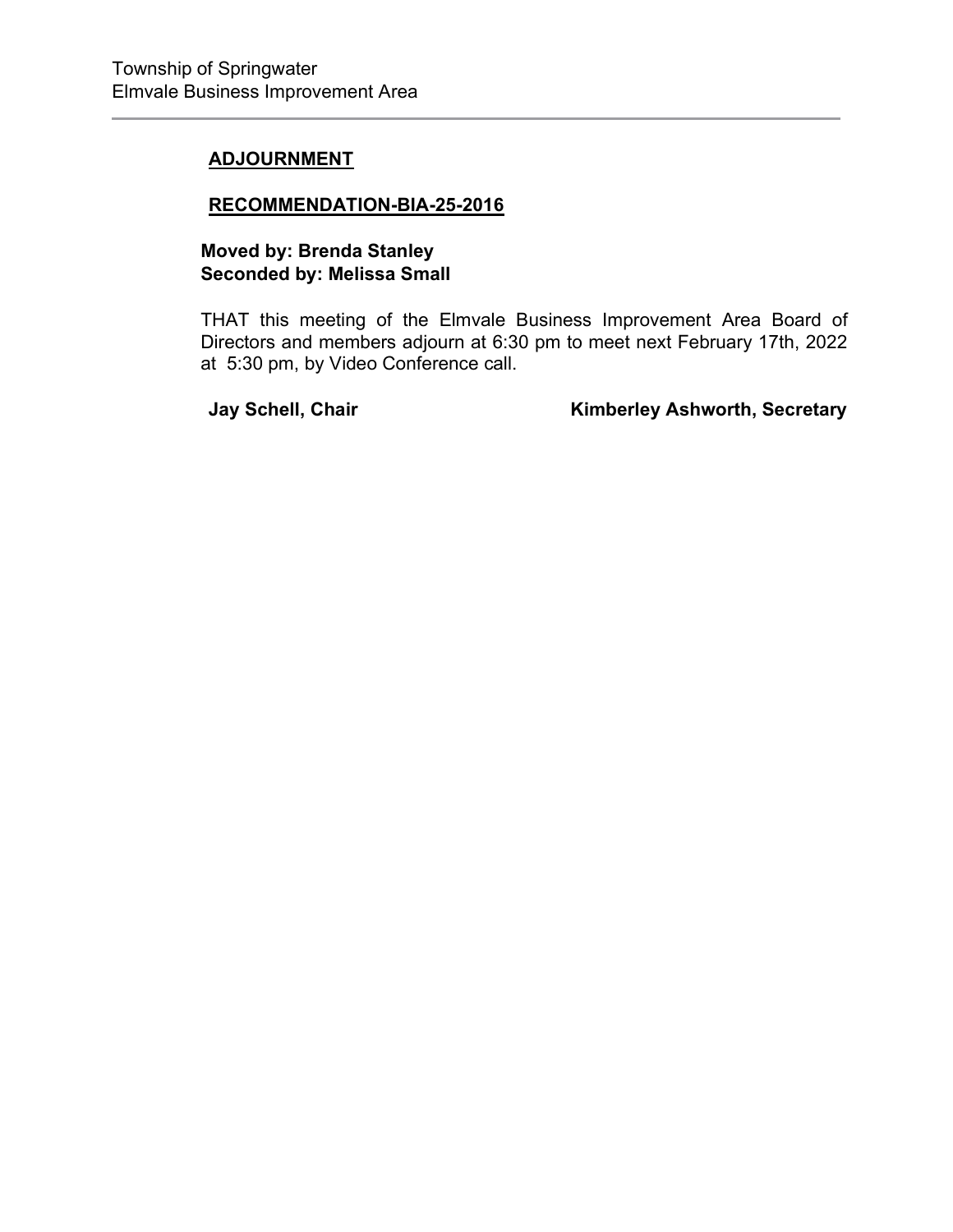## ADJOURNMENT

### RECOMMENDATION-BIA-25-2016

**Moved by: Brenda Stanley**
**Seconded by: Melissa Small**

THAT this meeting of the Elmvale Business Improvement Area Board of Directors and members adjourn at 6:30 pm to meet next February 17th, 2022 at 5:30 pm, by Video Conference call.

**Jay Schell, Chair** **Kimberley Ashworth, Secretary**